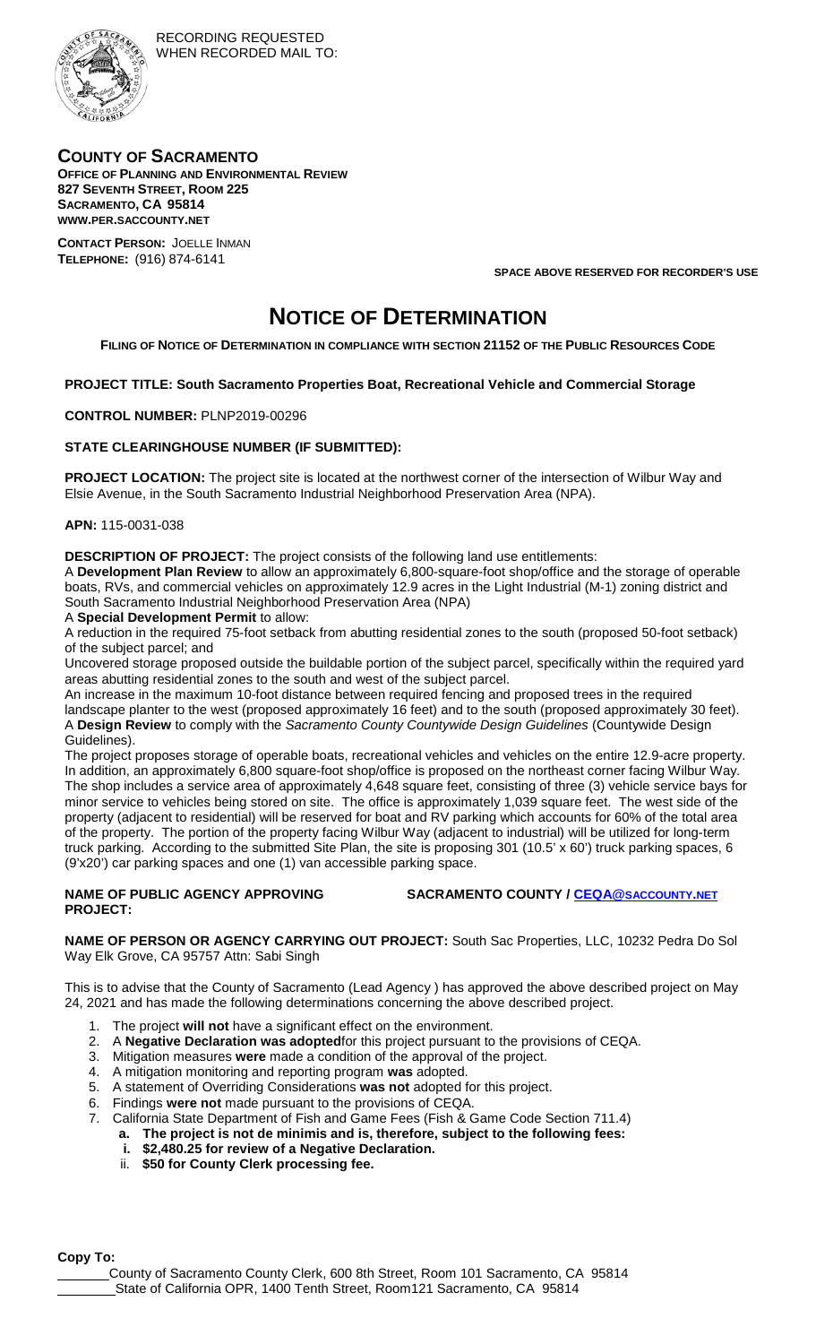RECORDING REQUESTED
WHEN RECORDED MAIL TO:

**COUNTY OF SACRAMENTO**
**OFFICE OF PLANNING AND ENVIRONMENTAL REVIEW**
**827 SEVENTH STREET, ROOM 225**
**SACRAMENTO, CA 95814**
**WWW.PER.SACCOUNTY.NET**

**CONTACT PERSON:** JOELLE INMAN
**TELEPHONE:** (916) 874-6141

**SPACE ABOVE RESERVED FOR RECORDER'S USE**

# NOTICE OF DETERMINATION

**FILING OF NOTICE OF DETERMINATION IN COMPLIANCE WITH SECTION 21152 OF THE PUBLIC RESOURCES CODE**

**PROJECT TITLE: South Sacramento Properties Boat, Recreational Vehicle and Commercial Storage**

**CONTROL NUMBER:** PLNP2019-00296

**STATE CLEARINGHOUSE NUMBER (IF SUBMITTED):**

**PROJECT LOCATION:** The project site is located at the northwest corner of the intersection of Wilbur Way and Elsie Avenue, in the South Sacramento Industrial Neighborhood Preservation Area (NPA).

**APN:** 115-0031-038

**DESCRIPTION OF PROJECT:** The project consists of the following land use entitlements:

A **Development Plan Review** to allow an approximately 6,800-square-foot shop/office and the storage of operable boats, RVs, and commercial vehicles on approximately 12.9 acres in the Light Industrial (M-1) zoning district and South Sacramento Industrial Neighborhood Preservation Area (NPA)

A **Special Development Permit** to allow:

A reduction in the required 75-foot setback from abutting residential zones to the south (proposed 50-foot setback) of the subject parcel; and

Uncovered storage proposed outside the buildable portion of the subject parcel, specifically within the required yard areas abutting residential zones to the south and west of the subject parcel.

An increase in the maximum 10-foot distance between required fencing and proposed trees in the required landscape planter to the west (proposed approximately 16 feet) and to the south (proposed approximately 30 feet).

A **Design Review** to comply with the *Sacramento County Countywide Design Guidelines* (Countywide Design Guidelines).

The project proposes storage of operable boats, recreational vehicles and vehicles on the entire 12.9-acre property. In addition, an approximately 6,800 square-foot shop/office is proposed on the northeast corner facing Wilbur Way. The shop includes a service area of approximately 4,648 square feet, consisting of three (3) vehicle service bays for minor service to vehicles being stored on site. The office is approximately 1,039 square feet. The west side of the property (adjacent to residential) will be reserved for boat and RV parking which accounts for 60% of the total area of the property. The portion of the property facing Wilbur Way (adjacent to industrial) will be utilized for long-term truck parking. According to the submitted Site Plan, the site is proposing 301 (10.5' x 60') truck parking spaces, 6 (9'x20') car parking spaces and one (1) van accessible parking space.

**NAME OF PUBLIC AGENCY APPROVING PROJECT:** **SACRAMENTO COUNTY / CEQA@SACCOUNTY.NET**

**NAME OF PERSON OR AGENCY CARRYING OUT PROJECT:** South Sac Properties, LLC, 10232 Pedra Do Sol Way Elk Grove, CA 95757 Attn: Sabi Singh

This is to advise that the County of Sacramento (Lead Agency ) has approved the above described project on May 24, 2021 and has made the following determinations concerning the above described project.

1. The project **will not** have a significant effect on the environment.
2. A **Negative Declaration was adopted**for this project pursuant to the provisions of CEQA.
3. Mitigation measures **were** made a condition of the approval of the project.
4. A mitigation monitoring and reporting program **was** adopted.
5. A statement of Overriding Considerations **was not** adopted for this project.
6. Findings **were not** made pursuant to the provisions of CEQA.
7. California State Department of Fish and Game Fees (Fish & Game Code Section 711.4)
   a. **The project is not de minimis and is, therefore, subject to the following fees:**
      i. **$2,480.25 for review of a Negative Declaration.**
      ii. **$50 for County Clerk processing fee.**

**Copy To:**

_______County of Sacramento County Clerk, 600 8th Street, Room 101 Sacramento, CA 95814
________State of California OPR, 1400 Tenth Street, Room121 Sacramento, CA 95814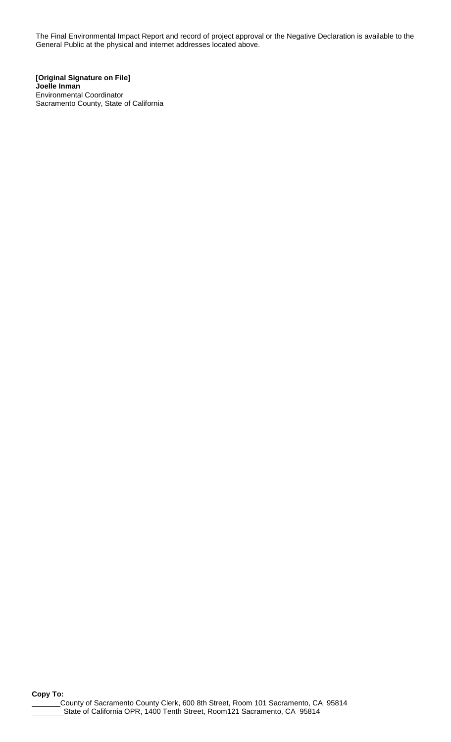The Final Environmental Impact Report and record of project approval or the Negative Declaration is available to the General Public at the physical and internet addresses located above.

**[Original Signature on File]**
**Joelle Inman**
Environmental Coordinator
Sacramento County, State of California

**Copy To:**

_______County of Sacramento County Clerk, 600 8th Street, Room 101 Sacramento, CA 95814
________State of California OPR, 1400 Tenth Street, Room121 Sacramento, CA 95814